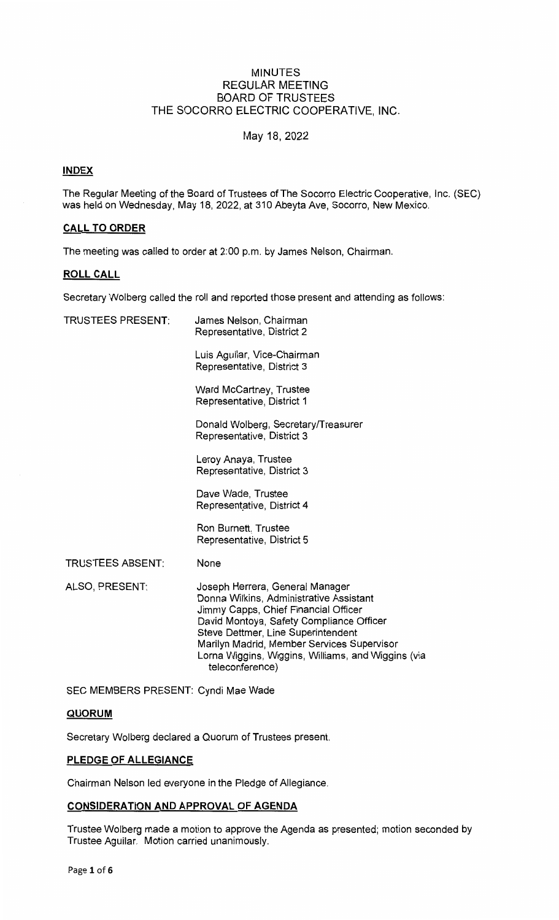# MINUTES
## REGULAR MEETING
## BOARD OF TRUSTEES
## THE SOCORRO ELECTRIC COOPERATIVE, INC.

May 18, 2022

**INDEX**

The Regular Meeting of the Board of Trustees of The Socorro Electric Cooperative, Inc. (SEC) was held on Wednesday, May 18, 2022, at 310 Abeyta Ave, Socorro, New Mexico.

**CALL TO ORDER**

The meeting was called to order at 2:00 p.m. by James Nelson, Chairman.

**ROLL CALL**

Secretary Wolberg called the roll and reported those present and attending as follows:

TRUSTEES PRESENT:

James Nelson, Chairman
Representative, District 2

Luis Aguilar, Vice-Chairman
Representative, District 3

Ward McCartney, Trustee
Representative, District 1

Donald Wolberg, Secretary/Treasurer
Representative, District 3

Leroy Anaya, Trustee
Representative, District 3

Dave Wade, Trustee
Representative, District 4

Ron Burnett, Trustee
Representative, District 5

TRUSTEES ABSENT: None

ALSO, PRESENT:

Joseph Herrera, General Manager
Donna Wilkins, Administrative Assistant
Jimmy Capps, Chief Financial Officer
David Montoya, Safety Compliance Officer
Steve Dettmer, Line Superintendent
Marilyn Madrid, Member Services Supervisor
Lorna Wiggins, Wiggins, Williams, and Wiggins (via teleconference)

SEC MEMBERS PRESENT: Cyndi Mae Wade

**QUORUM**

Secretary Wolberg declared a Quorum of Trustees present.

**PLEDGE OF ALLEGIANCE**

Chairman Nelson led everyone in the Pledge of Allegiance.

**CONSIDERATION AND APPROVAL OF AGENDA**

Trustee Wolberg made a motion to approve the Agenda as presented; motion seconded by Trustee Aguilar. Motion carried unanimously.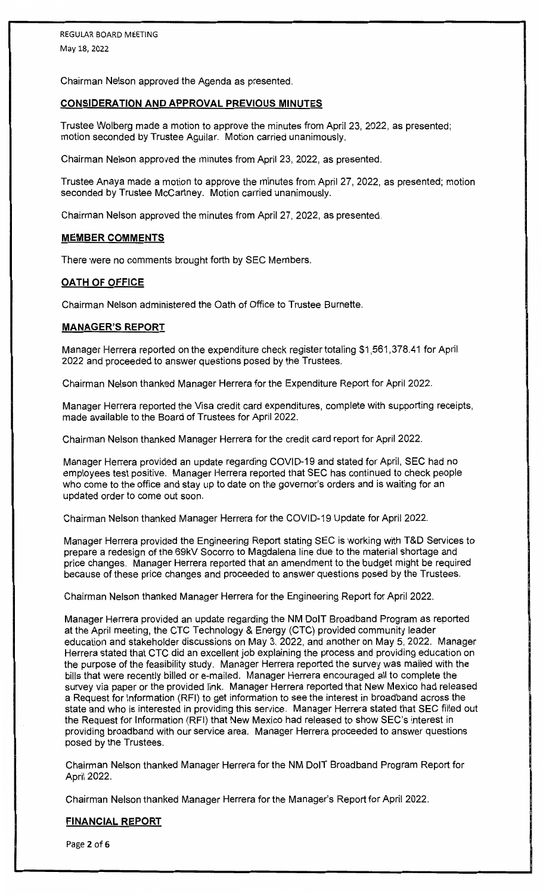Chairman Nelson approved the Agenda as presented.

## CONSIDERATION AND APPROVAL PREVIOUS MINUTES

Trustee Wolberg made a motion to approve the minutes from April 23, 2022, as presented; motion seconded by Trustee Aguilar. Motion carried unanimously.

Chairman Nelson approved the minutes from April 23, 2022, as presented.

Trustee Anaya made a motion to approve the minutes from April 27, 2022, as presented; motion seconded by Trustee McCartney. Motion carried unanimously.

Chairman Nelson approved the minutes from April 27, 2022, as presented.

## MEMBER COMMENTS

There were no comments brought forth by SEC Members.

## OATH OF OFFICE

Chairman Nelson administered the Oath of Office to Trustee Burnette.

## MANAGER'S REPORT

Manager Herrera reported on the expenditure check register totaling $1,561,378.41 for April 2022 and proceeded to answer questions posed by the Trustees.

Chairman Nelson thanked Manager Herrera for the Expenditure Report for April 2022.

Manager Herrera reported the Visa credit card expenditures, complete with supporting receipts, made available to the Board of Trustees for April 2022.

Chairman Nelson thanked Manager Herrera for the credit card report for April 2022.

Manager Herrera provided an update regarding COVID-19 and stated for April, SEC had no employees test positive. Manager Herrera reported that SEC has continued to check people who come to the office and stay up to date on the governor's orders and is waiting for an updated order to come out soon.

Chairman Nelson thanked Manager Herrera for the COVID-19 Update for April 2022.

Manager Herrera provided the Engineering Report stating SEC is working with T&D Services to prepare a redesign of the 69kV Socorro to Magdalena line due to the material shortage and price changes. Manager Herrera reported that an amendment to the budget might be required because of these price changes and proceeded to answer questions posed by the Trustees.

Chairman Nelson thanked Manager Herrera for the Engineering Report for April 2022.

Manager Herrera provided an update regarding the NM DoIT Broadband Program as reported at the April meeting, the CTC Technology & Energy (CTC) provided community leader education and stakeholder discussions on May 3, 2022, and another on May 5, 2022. Manager Herrera stated that CTC did an excellent job explaining the process and providing education on the purpose of the feasibility study. Manager Herrera reported the survey was mailed with the bills that were recently billed or e-mailed. Manager Herrera encouraged all to complete the survey via paper or the provided link. Manager Herrera reported that New Mexico had released a Request for Information (RFI) to get information to see the interest in broadband across the state and who is interested in providing this service. Manager Herrera stated that SEC filled out the Request for Information (RFI) that New Mexico had released to show SEC's interest in providing broadband with our service area. Manager Herrera proceeded to answer questions posed by the Trustees.

Chairman Nelson thanked Manager Herrera for the NM DoIT Broadband Program Report for April 2022.

Chairman Nelson thanked Manager Herrera for the Manager's Report for April 2022.

## FINANCIAL REPORT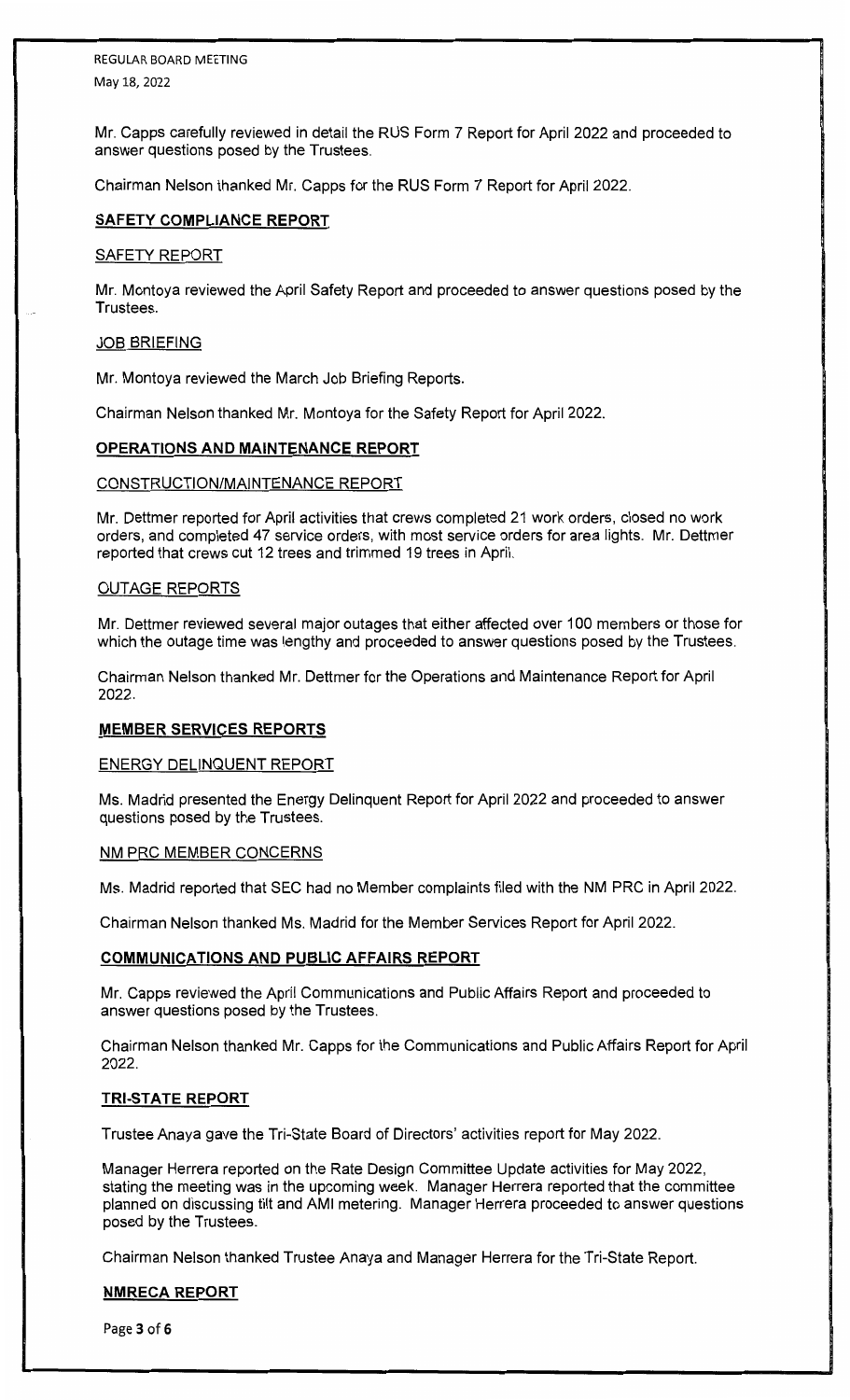Mr. Capps carefully reviewed in detail the RUS Form 7 Report for April 2022 and proceeded to answer questions posed by the Trustees.

Chairman Nelson thanked Mr. Capps for the RUS Form 7 Report for April 2022.

## SAFETY COMPLIANCE REPORT

### SAFETY REPORT

Mr. Montoya reviewed the April Safety Report and proceeded to answer questions posed by the Trustees.

### JOB BRIEFING

Mr. Montoya reviewed the March Job Briefing Reports.

Chairman Nelson thanked Mr. Montoya for the Safety Report for April 2022.

## OPERATIONS AND MAINTENANCE REPORT

### CONSTRUCTION/MAINTENANCE REPORT

Mr. Dettmer reported for April activities that crews completed 21 work orders, closed no work orders, and completed 47 service orders, with most service orders for area lights. Mr. Dettmer reported that crews cut 12 trees and trimmed 19 trees in April.

### OUTAGE REPORTS

Mr. Dettmer reviewed several major outages that either affected over 100 members or those for which the outage time was lengthy and proceeded to answer questions posed by the Trustees.

Chairman Nelson thanked Mr. Dettmer for the Operations and Maintenance Report for April 2022.

## MEMBER SERVICES REPORTS

### ENERGY DELINQUENT REPORT

Ms. Madrid presented the Energy Delinquent Report for April 2022 and proceeded to answer questions posed by the Trustees.

### NM PRC MEMBER CONCERNS

Ms. Madrid reported that SEC had no Member complaints filed with the NM PRC in April 2022.

Chairman Nelson thanked Ms. Madrid for the Member Services Report for April 2022.

## COMMUNICATIONS AND PUBLIC AFFAIRS REPORT

Mr. Capps reviewed the April Communications and Public Affairs Report and proceeded to answer questions posed by the Trustees.

Chairman Nelson thanked Mr. Capps for the Communications and Public Affairs Report for April 2022.

## TRI-STATE REPORT

Trustee Anaya gave the Tri-State Board of Directors' activities report for May 2022.

Manager Herrera reported on the Rate Design Committee Update activities for May 2022, stating the meeting was in the upcoming week. Manager Herrera reported that the committee planned on discussing tilt and AMI metering. Manager Herrera proceeded to answer questions posed by the Trustees.

Chairman Nelson thanked Trustee Anaya and Manager Herrera for the Tri-State Report.

## NMRECA REPORT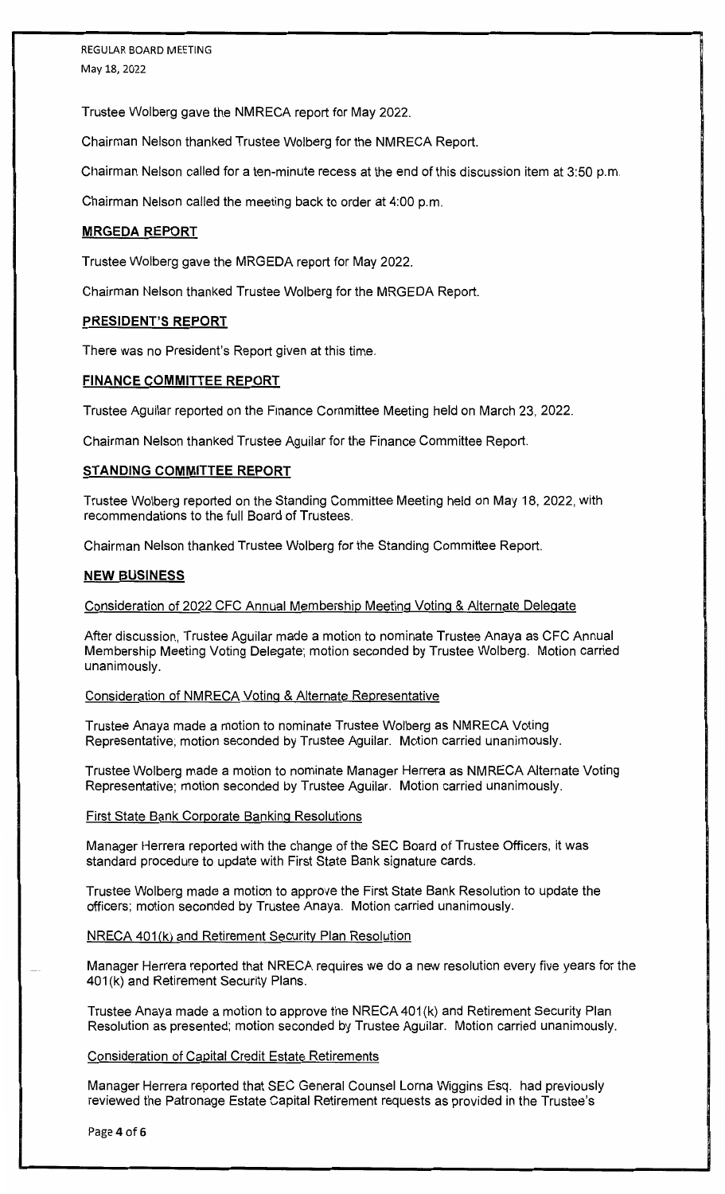Trustee Wolberg gave the NMRECA report for May 2022.

Chairman Nelson thanked Trustee Wolberg for the NMRECA Report.

Chairman Nelson called for a ten-minute recess at the end of this discussion item at 3:50 p.m.

Chairman Nelson called the meeting back to order at 4:00 p.m.

## MRGEDA REPORT

Trustee Wolberg gave the MRGEDA report for May 2022.

Chairman Nelson thanked Trustee Wolberg for the MRGEDA Report.

## PRESIDENT'S REPORT

There was no President's Report given at this time.

## FINANCE COMMITTEE REPORT

Trustee Aguilar reported on the Finance Committee Meeting held on March 23, 2022.

Chairman Nelson thanked Trustee Aguilar for the Finance Committee Report.

## STANDING COMMITTEE REPORT

Trustee Wolberg reported on the Standing Committee Meeting held on May 18, 2022, with recommendations to the full Board of Trustees.

Chairman Nelson thanked Trustee Wolberg for the Standing Committee Report.

## NEW BUSINESS

### Consideration of 2022 CFC Annual Membership Meeting Voting & Alternate Delegate

After discussion, Trustee Aguilar made a motion to nominate Trustee Anaya as CFC Annual Membership Meeting Voting Delegate; motion seconded by Trustee Wolberg. Motion carried unanimously.

### Consideration of NMRECA Voting & Alternate Representative

Trustee Anaya made a motion to nominate Trustee Wolberg as NMRECA Voting Representative; motion seconded by Trustee Aguilar. Motion carried unanimously.

Trustee Wolberg made a motion to nominate Manager Herrera as NMRECA Alternate Voting Representative; motion seconded by Trustee Aguilar. Motion carried unanimously.

### First State Bank Corporate Banking Resolutions

Manager Herrera reported with the change of the SEC Board of Trustee Officers, it was standard procedure to update with First State Bank signature cards.

Trustee Wolberg made a motion to approve the First State Bank Resolution to update the officers; motion seconded by Trustee Anaya. Motion carried unanimously.

### NRECA 401(k) and Retirement Security Plan Resolution

Manager Herrera reported that NRECA requires we do a new resolution every five years for the 401(k) and Retirement Security Plans.

Trustee Anaya made a motion to approve the NRECA 401(k) and Retirement Security Plan Resolution as presented; motion seconded by Trustee Aguilar. Motion carried unanimously.

### Consideration of Capital Credit Estate Retirements

Manager Herrera reported that SEC General Counsel Lorna Wiggins Esq. had previously reviewed the Patronage Estate Capital Retirement requests as provided in the Trustee's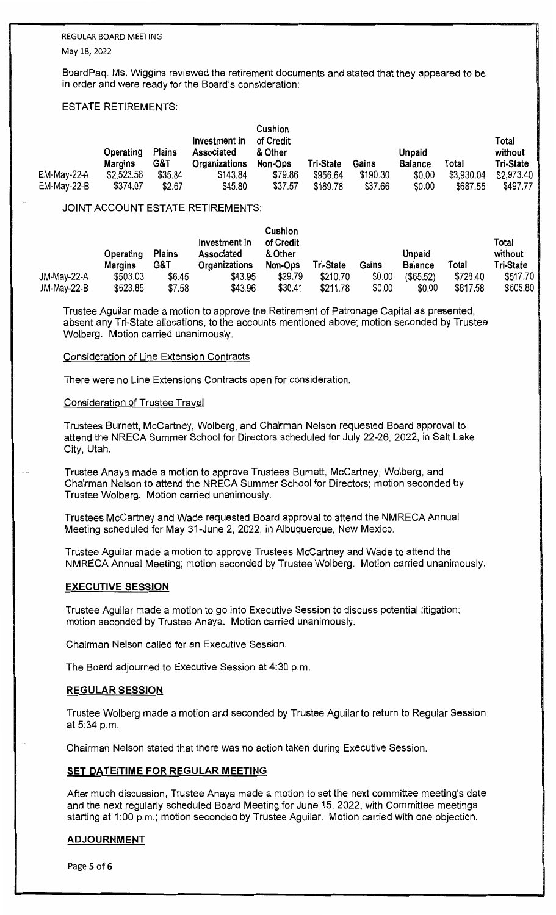BoardPaq. Ms. Wiggins reviewed the retirement documents and stated that they appeared to be in order and were ready for the Board's consideration:

ESTATE RETIREMENTS:

| | Operating Margins | Plains G&T | Investment in Associated Organizations | Cushion of Credit & Other Non-Ops | Tri-State | Gains | Unpaid Balance | Total | Total without Tri-State |
|---|---|---|---|---|---|---|---|---|---|
| EM-May-22-A | $2,523.56 | $35.84 | $143.84 | $79.86 | $956.64 | $190.30 | $0.00 | $3,930.04 | $2,973.40 |
| EM-May-22-B | $374.07 | $2.67 | $45.80 | $37.57 | $189.78 | $37.66 | $0.00 | $687.55 | $497.77 |

JOINT ACCOUNT ESTATE RETIREMENTS:

| | Operating Margins | Plains G&T | Investment in Associated Organizations | Cushion of Credit & Other Non-Ops | Tri-State | Gains | Unpaid Balance | Total | Total without Tri-State |
|---|---|---|---|---|---|---|---|---|---|
| JM-May-22-A | $503.03 | $6.45 | $43.95 | $29.79 | $210.70 | $0.00 | ($65.52) | $728.40 | $517.70 |
| JM-May-22-B | $523.85 | $7.58 | $43.96 | $30.41 | $211.78 | $0.00 | $0.00 | $817.58 | $605.80 |

Trustee Aguilar made a motion to approve the Retirement of Patronage Capital as presented, absent any Tri-State allocations, to the accounts mentioned above; motion seconded by Trustee Wolberg. Motion carried unanimously.

Consideration of Line Extension Contracts

There were no Line Extensions Contracts open for consideration.

Consideration of Trustee Travel

Trustees Burnett, McCartney, Wolberg, and Chairman Nelson requested Board approval to attend the NRECA Summer School for Directors scheduled for July 22-26, 2022, in Salt Lake City, Utah.

Trustee Anaya made a motion to approve Trustees Burnett, McCartney, Wolberg, and Chairman Nelson to attend the NRECA Summer School for Directors; motion seconded by Trustee Wolberg. Motion carried unanimously.

Trustees McCartney and Wade requested Board approval to attend the NMRECA Annual Meeting scheduled for May 31-June 2, 2022, in Albuquerque, New Mexico.

Trustee Aguilar made a motion to approve Trustees McCartney and Wade to attend the NMRECA Annual Meeting; motion seconded by Trustee Wolberg. Motion carried unanimously.

## EXECUTIVE SESSION

Trustee Aguilar made a motion to go into Executive Session to discuss potential litigation; motion seconded by Trustee Anaya. Motion carried unanimously.

Chairman Nelson called for an Executive Session.

The Board adjourned to Executive Session at 4:30 p.m.

## REGULAR SESSION

Trustee Wolberg made a motion and seconded by Trustee Aguilar to return to Regular Session at 5:34 p.m.

Chairman Nelson stated that there was no action taken during Executive Session.

## SET DATE/TIME FOR REGULAR MEETING

After much discussion, Trustee Anaya made a motion to set the next committee meeting's date and the next regularly scheduled Board Meeting for June 15, 2022, with Committee meetings starting at 1:00 p.m.; motion seconded by Trustee Aguilar. Motion carried with one objection.

## ADJOURNMENT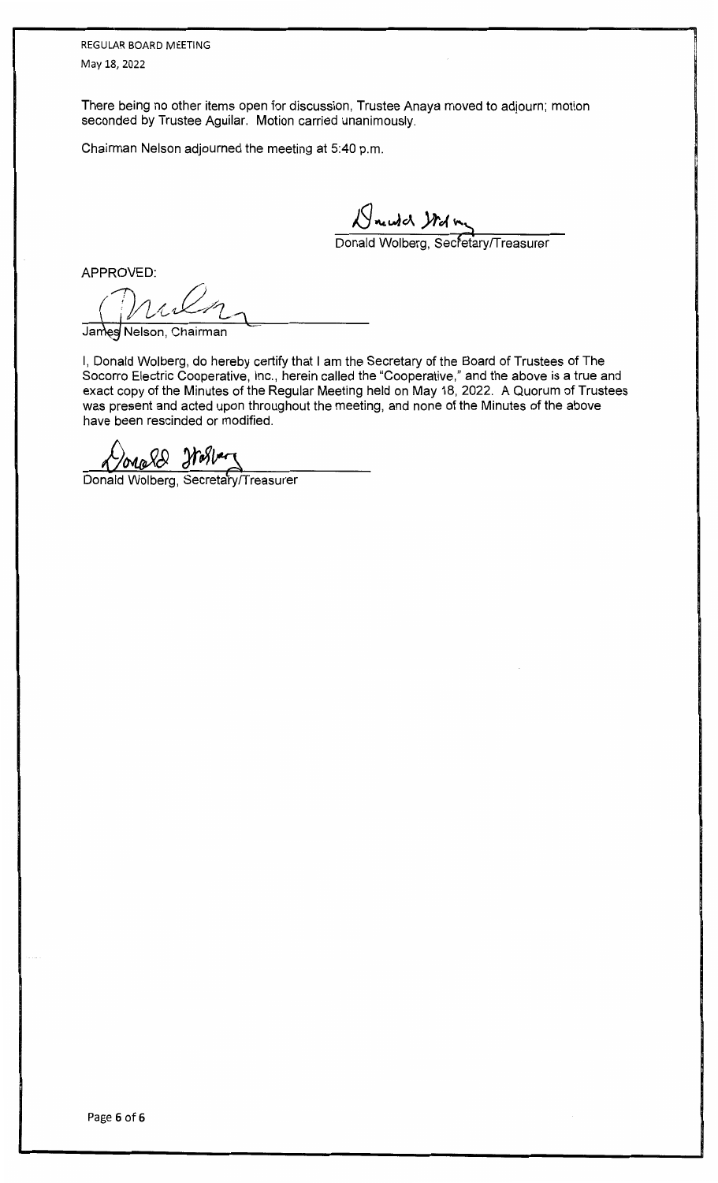There being no other items open for discussion, Trustee Anaya moved to adjourn; motion seconded by Trustee Aguilar. Motion carried unanimously.

Chairman Nelson adjourned the meeting at 5:40 p.m.

Donald Wolberg, Secretary/Treasurer

APPROVED:

James Nelson, Chairman

I, Donald Wolberg, do hereby certify that I am the Secretary of the Board of Trustees of The Socorro Electric Cooperative, Inc., herein called the "Cooperative," and the above is a true and exact copy of the Minutes of the Regular Meeting held on May 18, 2022. A Quorum of Trustees was present and acted upon throughout the meeting, and none of the Minutes of the above have been rescinded or modified.

Donald Wolberg, Secretary/Treasurer